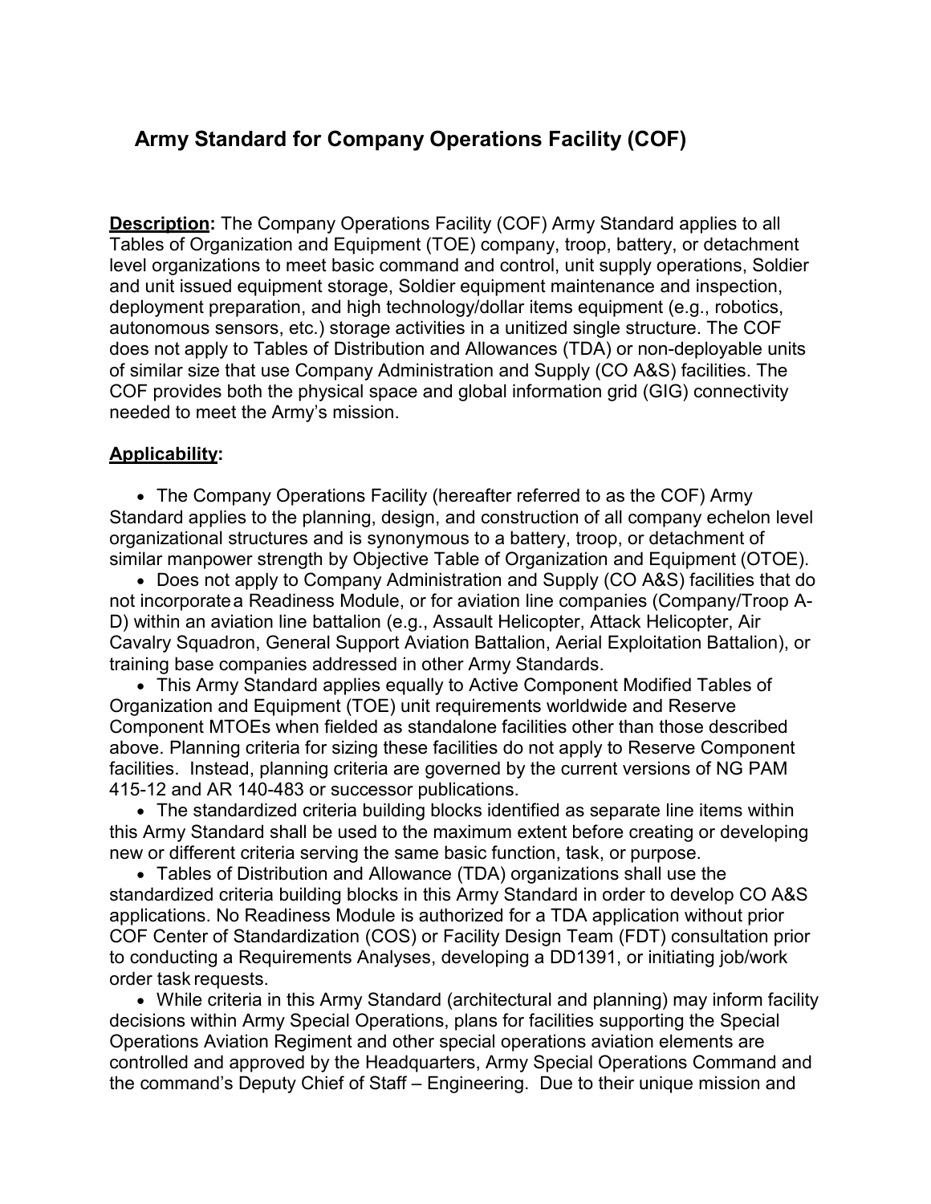# Army Standard for Company Operations Facility (COF)

**Description:** The Company Operations Facility (COF) Army Standard applies to all Tables of Organization and Equipment (TOE) company, troop, battery, or detachment level organizations to meet basic command and control, unit supply operations, Soldier and unit issued equipment storage, Soldier equipment maintenance and inspection, deployment preparation, and high technology/dollar items equipment (e.g., robotics, autonomous sensors, etc.) storage activities in a unitized single structure. The COF does not apply to Tables of Distribution and Allowances (TDA) or non-deployable units of similar size that use Company Administration and Supply (CO A&S) facilities. The COF provides both the physical space and global information grid (GIG) connectivity needed to meet the Army's mission.

**Applicability:**

- The Company Operations Facility (hereafter referred to as the COF) Army Standard applies to the planning, design, and construction of all company echelon level organizational structures and is synonymous to a battery, troop, or detachment of similar manpower strength by Objective Table of Organization and Equipment (OTOE).
- Does not apply to Company Administration and Supply (CO A&S) facilities that do not incorporate a Readiness Module, or for aviation line companies (Company/Troop A-D) within an aviation line battalion (e.g., Assault Helicopter, Attack Helicopter, Air Cavalry Squadron, General Support Aviation Battalion, Aerial Exploitation Battalion), or training base companies addressed in other Army Standards.
- This Army Standard applies equally to Active Component Modified Tables of Organization and Equipment (TOE) unit requirements worldwide and Reserve Component MTOEs when fielded as standalone facilities other than those described above. Planning criteria for sizing these facilities do not apply to Reserve Component facilities. Instead, planning criteria are governed by the current versions of NG PAM 415-12 and AR 140-483 or successor publications.
- The standardized criteria building blocks identified as separate line items within this Army Standard shall be used to the maximum extent before creating or developing new or different criteria serving the same basic function, task, or purpose.
- Tables of Distribution and Allowance (TDA) organizations shall use the standardized criteria building blocks in this Army Standard in order to develop CO A&S applications. No Readiness Module is authorized for a TDA application without prior COF Center of Standardization (COS) or Facility Design Team (FDT) consultation prior to conducting a Requirements Analyses, developing a DD1391, or initiating job/work order task requests.
- While criteria in this Army Standard (architectural and planning) may inform facility decisions within Army Special Operations, plans for facilities supporting the Special Operations Aviation Regiment and other special operations aviation elements are controlled and approved by the Headquarters, Army Special Operations Command and the command's Deputy Chief of Staff – Engineering. Due to their unique mission and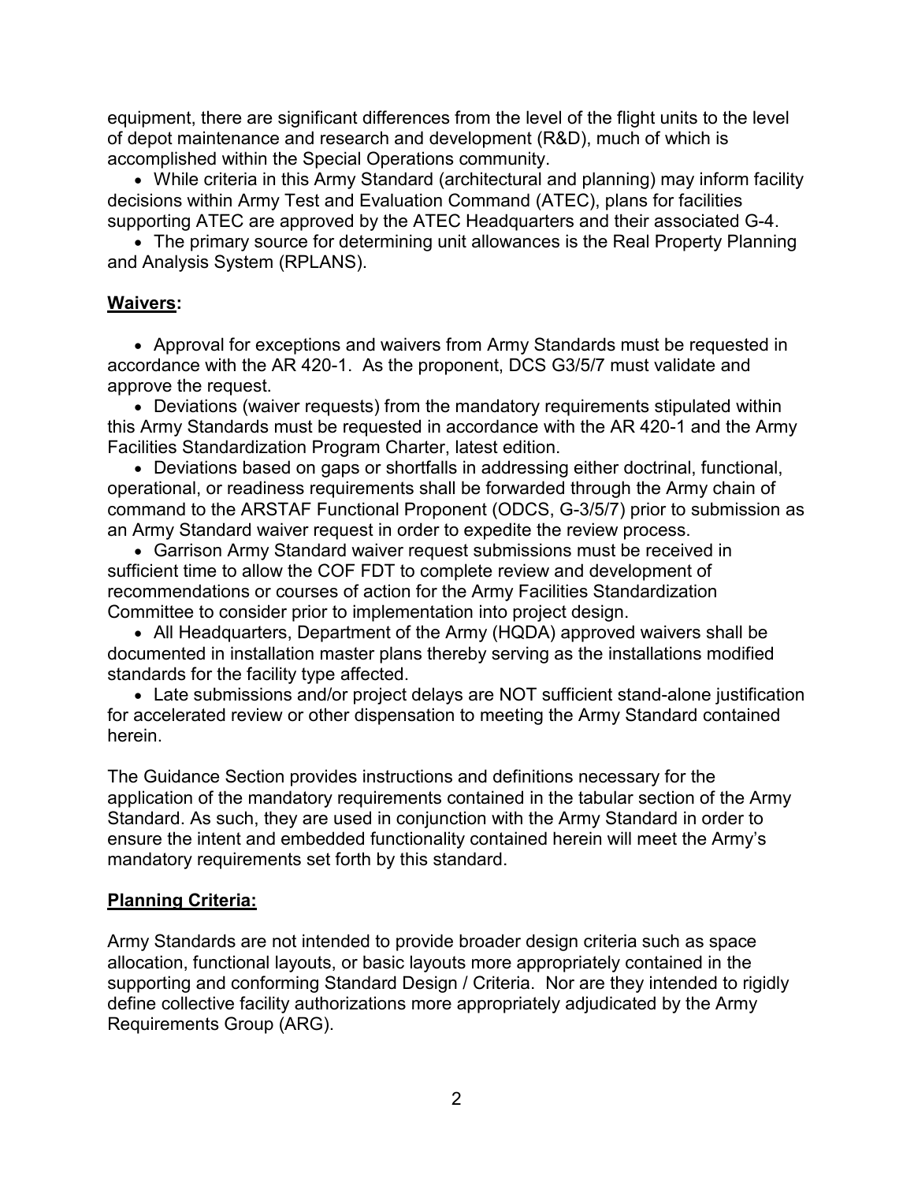equipment, there are significant differences from the level of the flight units to the level of depot maintenance and research and development (R&D), much of which is accomplished within the Special Operations community.

- While criteria in this Army Standard (architectural and planning) may inform facility decisions within Army Test and Evaluation Command (ATEC), plans for facilities supporting ATEC are approved by the ATEC Headquarters and their associated G-4.
- The primary source for determining unit allowances is the Real Property Planning and Analysis System (RPLANS).

## **Waivers:**

- Approval for exceptions and waivers from Army Standards must be requested in accordance with the AR 420-1. As the proponent, DCS G3/5/7 must validate and approve the request.
- Deviations (waiver requests) from the mandatory requirements stipulated within this Army Standards must be requested in accordance with the AR 420-1 and the Army Facilities Standardization Program Charter, latest edition.
- Deviations based on gaps or shortfalls in addressing either doctrinal, functional, operational, or readiness requirements shall be forwarded through the Army chain of command to the ARSTAF Functional Proponent (ODCS, G-3/5/7) prior to submission as an Army Standard waiver request in order to expedite the review process.
- Garrison Army Standard waiver request submissions must be received in sufficient time to allow the COF FDT to complete review and development of recommendations or courses of action for the Army Facilities Standardization Committee to consider prior to implementation into project design.
- All Headquarters, Department of the Army (HQDA) approved waivers shall be documented in installation master plans thereby serving as the installations modified standards for the facility type affected.
- Late submissions and/or project delays are NOT sufficient stand-alone justification for accelerated review or other dispensation to meeting the Army Standard contained herein.

The Guidance Section provides instructions and definitions necessary for the application of the mandatory requirements contained in the tabular section of the Army Standard. As such, they are used in conjunction with the Army Standard in order to ensure the intent and embedded functionality contained herein will meet the Army's mandatory requirements set forth by this standard.

## **Planning Criteria:**

Army Standards are not intended to provide broader design criteria such as space allocation, functional layouts, or basic layouts more appropriately contained in the supporting and conforming Standard Design / Criteria. Nor are they intended to rigidly define collective facility authorizations more appropriately adjudicated by the Army Requirements Group (ARG).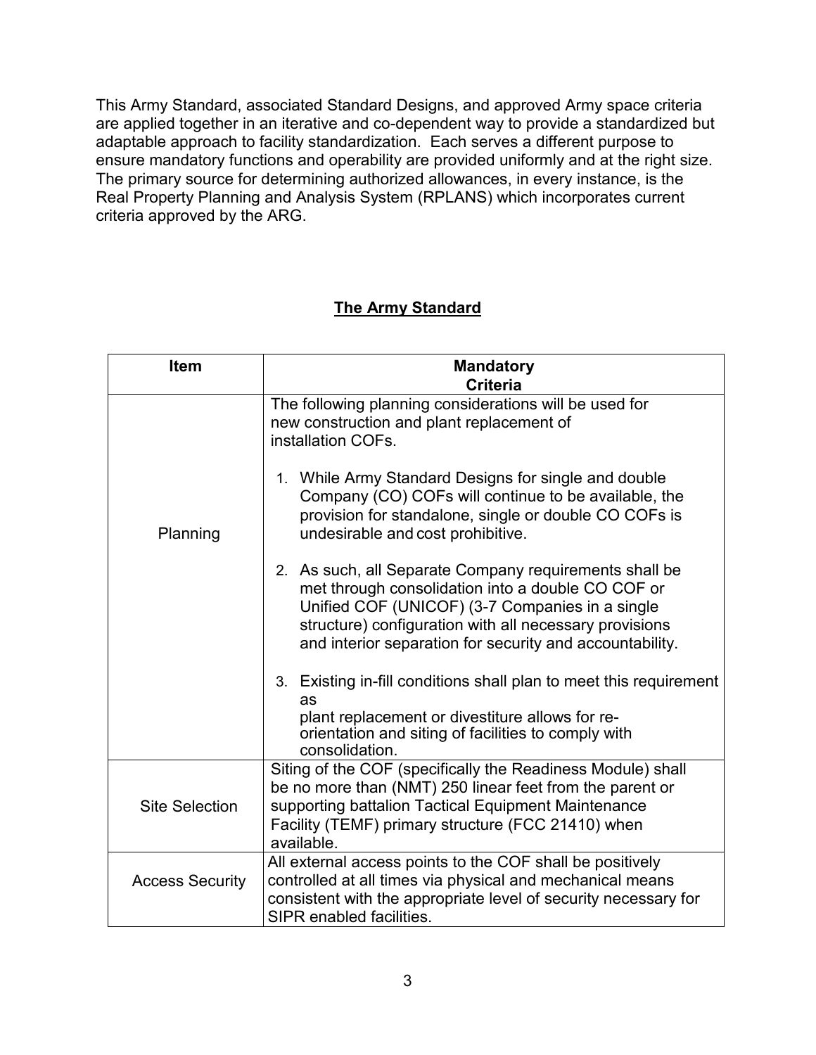This Army Standard, associated Standard Designs, and approved Army space criteria are applied together in an iterative and co-dependent way to provide a standardized but adaptable approach to facility standardization. Each serves a different purpose to ensure mandatory functions and operability are provided uniformly and at the right size. The primary source for determining authorized allowances, in every instance, is the Real Property Planning and Analysis System (RPLANS) which incorporates current criteria approved by the ARG.

## The Army Standard

| Item | Mandatory Criteria |
|---|---|
| Planning | The following planning considerations will be used for new construction and plant replacement of installation COFs.<br><br>1. While Army Standard Designs for single and double Company (CO) COFs will continue to be available, the provision for standalone, single or double CO COFs is undesirable and cost prohibitive.<br><br>2. As such, all Separate Company requirements shall be met through consolidation into a double CO COF or Unified COF (UNICOF) (3-7 Companies in a single structure) configuration with all necessary provisions and interior separation for security and accountability.<br><br>3. Existing in-fill conditions shall plan to meet this requirement as plant replacement or divestiture allows for re-orientation and siting of facilities to comply with consolidation. |
| Site Selection | Siting of the COF (specifically the Readiness Module) shall be no more than (NMT) 250 linear feet from the parent or supporting battalion Tactical Equipment Maintenance Facility (TEMF) primary structure (FCC 21410) when available. |
| Access Security | All external access points to the COF shall be positively controlled at all times via physical and mechanical means consistent with the appropriate level of security necessary for SIPR enabled facilities. |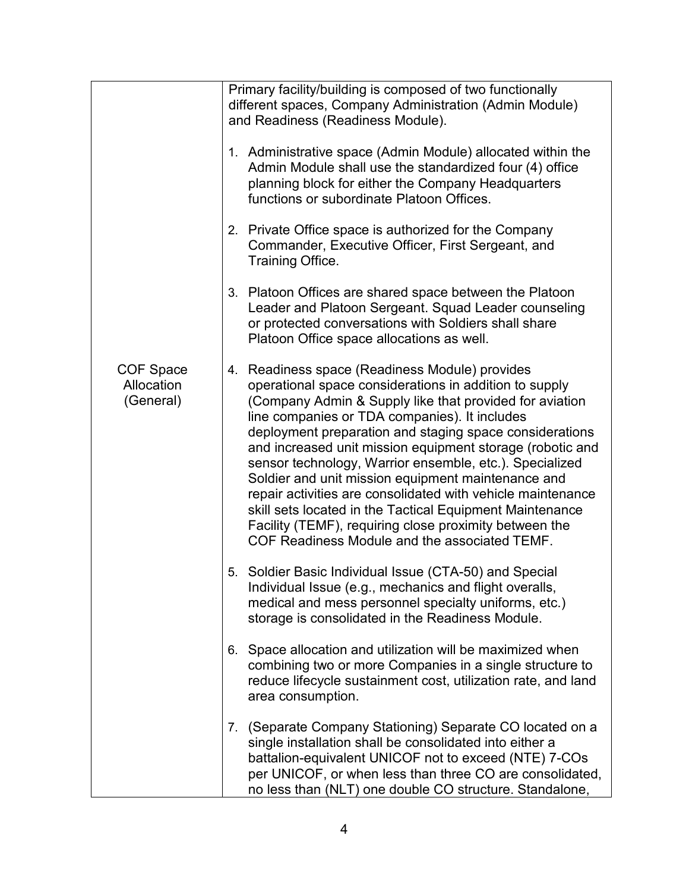| | |
|---|---|
| COF Space Allocation (General) | Primary facility/building is composed of two functionally different spaces, Company Administration (Admin Module) and Readiness (Readiness Module).<br><br>1. Administrative space (Admin Module) allocated within the Admin Module shall use the standardized four (4) office planning block for either the Company Headquarters functions or subordinate Platoon Offices.<br><br>2. Private Office space is authorized for the Company Commander, Executive Officer, First Sergeant, and Training Office.<br><br>3. Platoon Offices are shared space between the Platoon Leader and Platoon Sergeant. Squad Leader counseling or protected conversations with Soldiers shall share Platoon Office space allocations as well.<br><br>4. Readiness space (Readiness Module) provides operational space considerations in addition to supply (Company Admin & Supply like that provided for aviation line companies or TDA companies). It includes deployment preparation and staging space considerations and increased unit mission equipment storage (robotic and sensor technology, Warrior ensemble, etc.). Specialized Soldier and unit mission equipment maintenance and repair activities are consolidated with vehicle maintenance skill sets located in the Tactical Equipment Maintenance Facility (TEMF), requiring close proximity between the COF Readiness Module and the associated TEMF.<br><br>5. Soldier Basic Individual Issue (CTA-50) and Special Individual Issue (e.g., mechanics and flight overalls, medical and mess personnel specialty uniforms, etc.) storage is consolidated in the Readiness Module.<br><br>6. Space allocation and utilization will be maximized when combining two or more Companies in a single structure to reduce lifecycle sustainment cost, utilization rate, and land area consumption.<br><br>7. (Separate Company Stationing) Separate CO located on a single installation shall be consolidated into either a battalion-equivalent UNICOF not to exceed (NTE) 7-COs per UNICOF, or when less than three CO are consolidated, no less than (NLT) one double CO structure. Standalone, |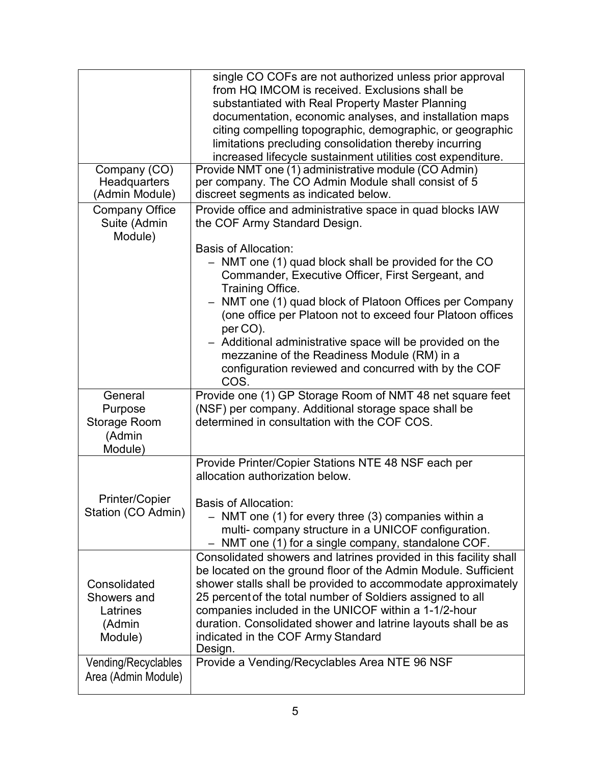| | |
|---|---|
| | single CO COFs are not authorized unless prior approval from HQ IMCOM is received. Exclusions shall be substantiated with Real Property Master Planning documentation, economic analyses, and installation maps citing compelling topographic, demographic, or geographic limitations precluding consolidation thereby incurring increased lifecycle sustainment utilities cost expenditure. |
| Company (CO) Headquarters (Admin Module) | Provide NMT one (1) administrative module (CO Admin) per company. The CO Admin Module shall consist of 5 discreet segments as indicated below. |
| Company Office Suite (Admin Module) | Provide office and administrative space in quad blocks IAW the COF Army Standard Design.<br><br>Basis of Allocation:<br>– NMT one (1) quad block shall be provided for the CO Commander, Executive Officer, First Sergeant, and Training Office.<br>– NMT one (1) quad block of Platoon Offices per Company (one office per Platoon not to exceed four Platoon offices per CO).<br>– Additional administrative space will be provided on the mezzanine of the Readiness Module (RM) in a configuration reviewed and concurred with by the COF COS. |
| General Purpose Storage Room (Admin Module) | Provide one (1) GP Storage Room of NMT 48 net square feet (NSF) per company. Additional storage space shall be determined in consultation with the COF COS. |
| Printer/Copier Station (CO Admin) | Provide Printer/Copier Stations NTE 48 NSF each per allocation authorization below.<br><br>Basis of Allocation:<br>– NMT one (1) for every three (3) companies within a multi- company structure in a UNICOF configuration.<br>– NMT one (1) for a single company, standalone COF. |
| Consolidated Showers and Latrines (Admin Module) | Consolidated showers and latrines provided in this facility shall be located on the ground floor of the Admin Module. Sufficient shower stalls shall be provided to accommodate approximately 25 percent of the total number of Soldiers assigned to all companies included in the UNICOF within a 1-1/2-hour duration. Consolidated shower and latrine layouts shall be as indicated in the COF Army Standard Design. |
| Vending/Recyclables Area (Admin Module) | Provide a Vending/Recyclables Area NTE 96 NSF |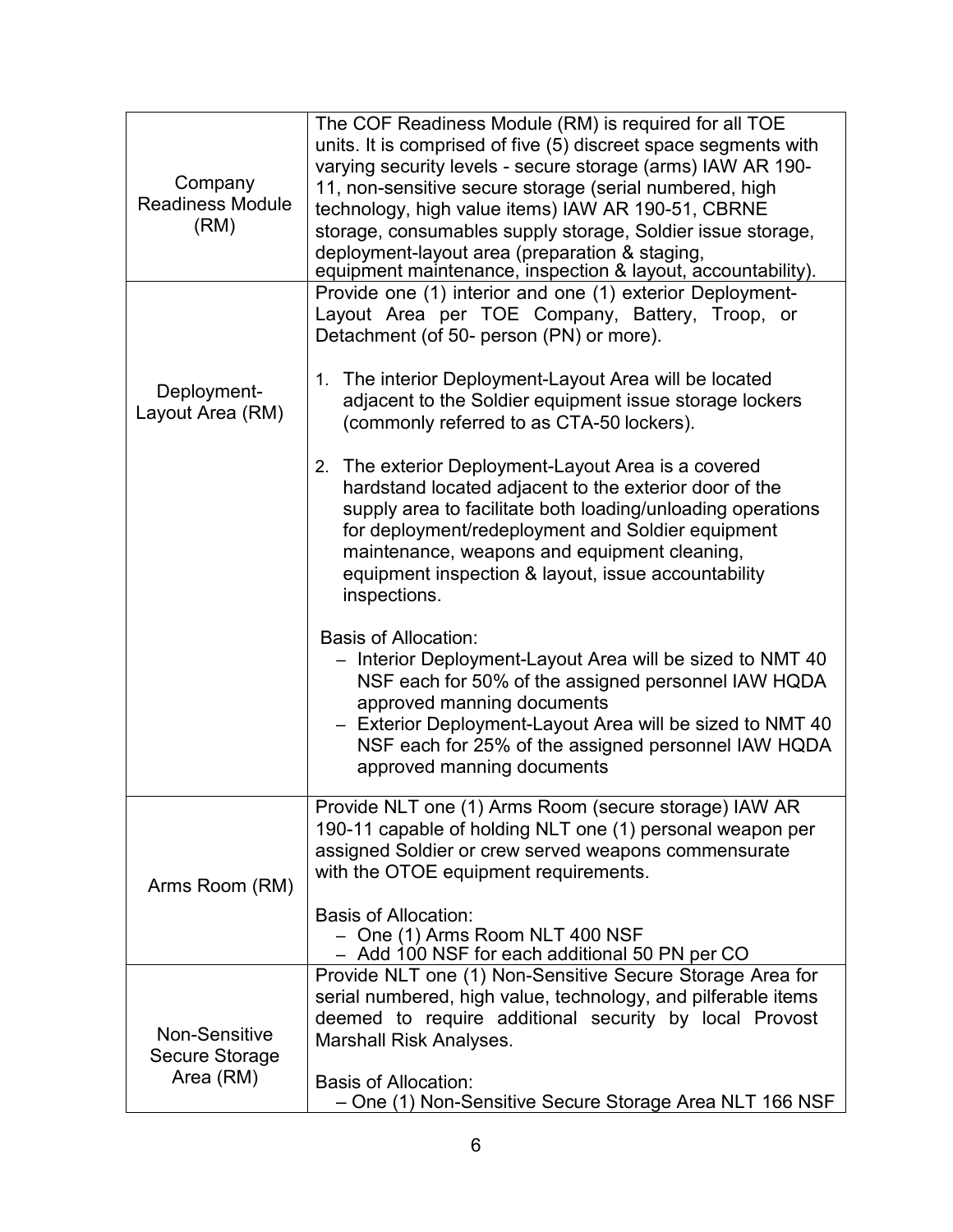| | |
|---|---|
| Company Readiness Module (RM) | The COF Readiness Module (RM) is required for all TOE units. It is comprised of five (5) discreet space segments with varying security levels - secure storage (arms) IAW AR 190-11, non-sensitive secure storage (serial numbered, high technology, high value items) IAW AR 190-51, CBRNE storage, consumables supply storage, Soldier issue storage, deployment-layout area (preparation & staging, equipment maintenance, inspection & layout, accountability). |
| Deployment-Layout Area (RM) | Provide one (1) interior and one (1) exterior Deployment-Layout Area per TOE Company, Battery, Troop, or Detachment (of 50- person (PN) or more).<br><br>1. The interior Deployment-Layout Area will be located adjacent to the Soldier equipment issue storage lockers (commonly referred to as CTA-50 lockers).<br><br>2. The exterior Deployment-Layout Area is a covered hardstand located adjacent to the exterior door of the supply area to facilitate both loading/unloading operations for deployment/redeployment and Soldier equipment maintenance, weapons and equipment cleaning, equipment inspection & layout, issue accountability inspections.<br><br>Basis of Allocation:<br>– Interior Deployment-Layout Area will be sized to NMT 40 NSF each for 50% of the assigned personnel IAW HQDA approved manning documents<br>– Exterior Deployment-Layout Area will be sized to NMT 40 NSF each for 25% of the assigned personnel IAW HQDA approved manning documents |
| Arms Room (RM) | Provide NLT one (1) Arms Room (secure storage) IAW AR 190-11 capable of holding NLT one (1) personal weapon per assigned Soldier or crew served weapons commensurate with the OTOE equipment requirements.<br><br>Basis of Allocation:<br>– One (1) Arms Room NLT 400 NSF<br>– Add 100 NSF for each additional 50 PN per CO |
| Non-Sensitive Secure Storage Area (RM) | Provide NLT one (1) Non-Sensitive Secure Storage Area for serial numbered, high value, technology, and pilferable items deemed to require additional security by local Provost Marshall Risk Analyses.<br><br>Basis of Allocation:<br>– One (1) Non-Sensitive Secure Storage Area NLT 166 NSF |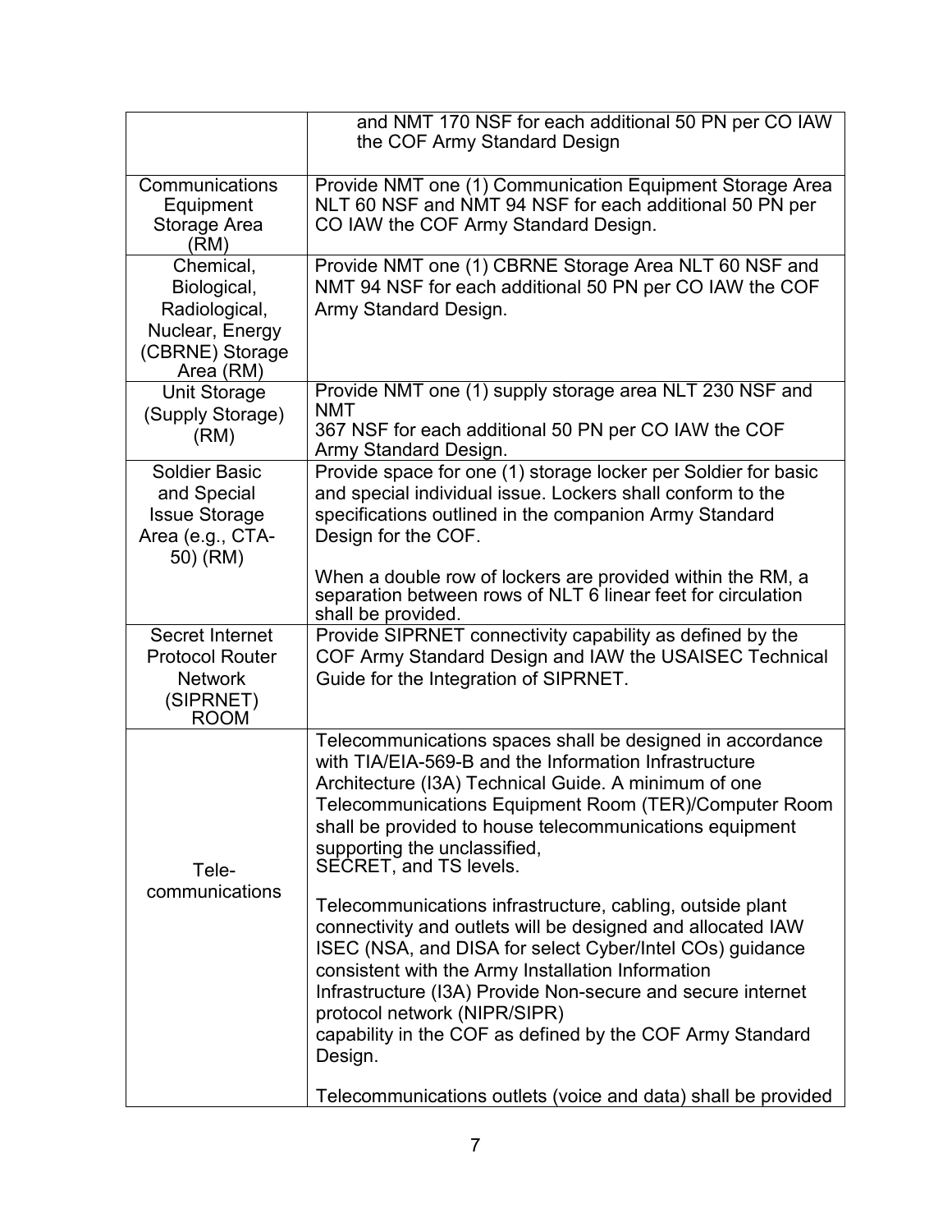| | |
|---|---|
| | and NMT 170 NSF for each additional 50 PN per CO IAW the COF Army Standard Design |
| Communications Equipment Storage Area (RM) | Provide NMT one (1) Communication Equipment Storage Area NLT 60 NSF and NMT 94 NSF for each additional 50 PN per CO IAW the COF Army Standard Design. |
| Chemical, Biological, Radiological, Nuclear, Energy (CBRNE) Storage Area (RM) | Provide NMT one (1) CBRNE Storage Area NLT 60 NSF and NMT 94 NSF for each additional 50 PN per CO IAW the COF Army Standard Design. |
| Unit Storage (Supply Storage) (RM) | Provide NMT one (1) supply storage area NLT 230 NSF and NMT 367 NSF for each additional 50 PN per CO IAW the COF Army Standard Design. |
| Soldier Basic and Special Issue Storage Area (e.g., CTA-50) (RM) | Provide space for one (1) storage locker per Soldier for basic and special individual issue. Lockers shall conform to the specifications outlined in the companion Army Standard Design for the COF.<br><br>When a double row of lockers are provided within the RM, a separation between rows of NLT 6 linear feet for circulation shall be provided. |
| Secret Internet Protocol Router Network (SIPRNET) ROOM | Provide SIPRNET connectivity capability as defined by the COF Army Standard Design and IAW the USAISEC Technical Guide for the Integration of SIPRNET. |
| Tele-communications | Telecommunications spaces shall be designed in accordance with TIA/EIA-569-B and the Information Infrastructure Architecture (I3A) Technical Guide. A minimum of one Telecommunications Equipment Room (TER)/Computer Room shall be provided to house telecommunications equipment supporting the unclassified, SECRET, and TS levels.<br><br>Telecommunications infrastructure, cabling, outside plant connectivity and outlets will be designed and allocated IAW ISEC (NSA, and DISA for select Cyber/Intel COs) guidance consistent with the Army Installation Information Infrastructure (I3A) Provide Non-secure and secure internet protocol network (NIPR/SIPR) capability in the COF as defined by the COF Army Standard Design.<br><br>Telecommunications outlets (voice and data) shall be provided |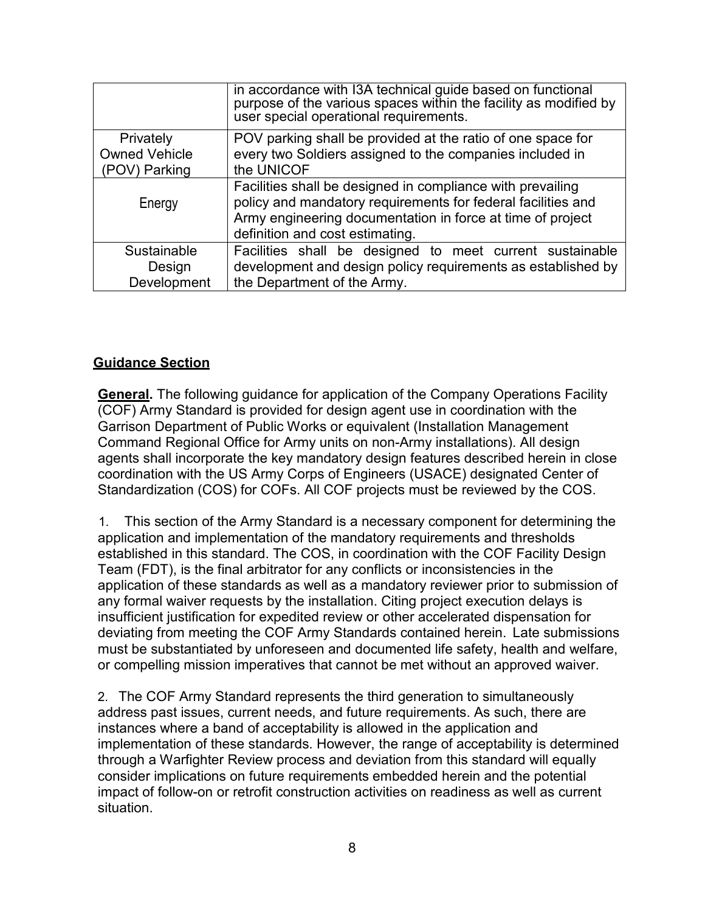| | |
|---|---|
| | in accordance with I3A technical guide based on functional purpose of the various spaces within the facility as modified by user special operational requirements. |
| Privately Owned Vehicle (POV) Parking | POV parking shall be provided at the ratio of one space for every two Soldiers assigned to the companies included in the UNICOF |
| Energy | Facilities shall be designed in compliance with prevailing policy and mandatory requirements for federal facilities and Army engineering documentation in force at time of project definition and cost estimating. |
| Sustainable Design Development | Facilities shall be designed to meet current sustainable development and design policy requirements as established by the Department of the Army. |

## Guidance Section

**General.** The following guidance for application of the Company Operations Facility (COF) Army Standard is provided for design agent use in coordination with the Garrison Department of Public Works or equivalent (Installation Management Command Regional Office for Army units on non-Army installations). All design agents shall incorporate the key mandatory design features described herein in close coordination with the US Army Corps of Engineers (USACE) designated Center of Standardization (COS) for COFs. All COF projects must be reviewed by the COS.

1. This section of the Army Standard is a necessary component for determining the application and implementation of the mandatory requirements and thresholds established in this standard. The COS, in coordination with the COF Facility Design Team (FDT), is the final arbitrator for any conflicts or inconsistencies in the application of these standards as well as a mandatory reviewer prior to submission of any formal waiver requests by the installation. Citing project execution delays is insufficient justification for expedited review or other accelerated dispensation for deviating from meeting the COF Army Standards contained herein. Late submissions must be substantiated by unforeseen and documented life safety, health and welfare, or compelling mission imperatives that cannot be met without an approved waiver.

2. The COF Army Standard represents the third generation to simultaneously address past issues, current needs, and future requirements. As such, there are instances where a band of acceptability is allowed in the application and implementation of these standards. However, the range of acceptability is determined through a Warfighter Review process and deviation from this standard will equally consider implications on future requirements embedded herein and the potential impact of follow-on or retrofit construction activities on readiness as well as current situation.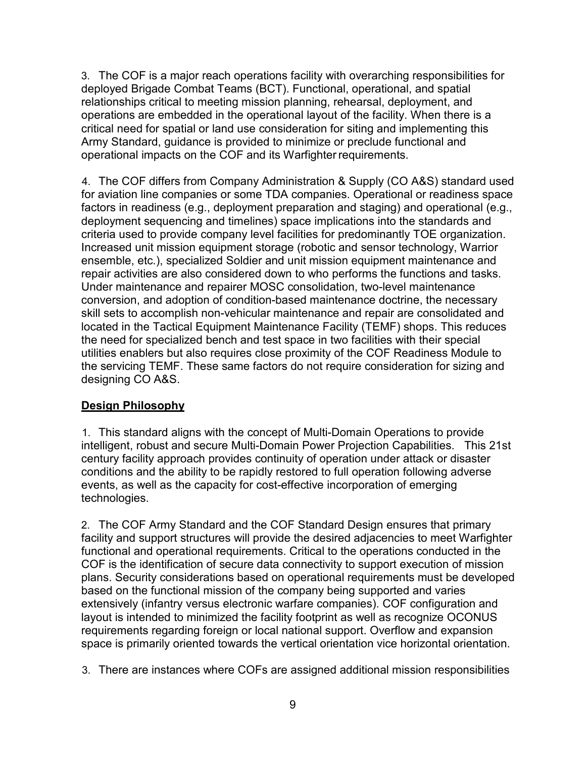3. The COF is a major reach operations facility with overarching responsibilities for deployed Brigade Combat Teams (BCT). Functional, operational, and spatial relationships critical to meeting mission planning, rehearsal, deployment, and operations are embedded in the operational layout of the facility. When there is a critical need for spatial or land use consideration for siting and implementing this Army Standard, guidance is provided to minimize or preclude functional and operational impacts on the COF and its Warfighter requirements.

4. The COF differs from Company Administration & Supply (CO A&S) standard used for aviation line companies or some TDA companies. Operational or readiness space factors in readiness (e.g., deployment preparation and staging) and operational (e.g., deployment sequencing and timelines) space implications into the standards and criteria used to provide company level facilities for predominantly TOE organization. Increased unit mission equipment storage (robotic and sensor technology, Warrior ensemble, etc.), specialized Soldier and unit mission equipment maintenance and repair activities are also considered down to who performs the functions and tasks. Under maintenance and repairer MOSC consolidation, two-level maintenance conversion, and adoption of condition-based maintenance doctrine, the necessary skill sets to accomplish non-vehicular maintenance and repair are consolidated and located in the Tactical Equipment Maintenance Facility (TEMF) shops. This reduces the need for specialized bench and test space in two facilities with their special utilities enablers but also requires close proximity of the COF Readiness Module to the servicing TEMF. These same factors do not require consideration for sizing and designing CO A&S.

## Design Philosophy

1. This standard aligns with the concept of Multi-Domain Operations to provide intelligent, robust and secure Multi-Domain Power Projection Capabilities. This 21st century facility approach provides continuity of operation under attack or disaster conditions and the ability to be rapidly restored to full operation following adverse events, as well as the capacity for cost-effective incorporation of emerging technologies.

2. The COF Army Standard and the COF Standard Design ensures that primary facility and support structures will provide the desired adjacencies to meet Warfighter functional and operational requirements. Critical to the operations conducted in the COF is the identification of secure data connectivity to support execution of mission plans. Security considerations based on operational requirements must be developed based on the functional mission of the company being supported and varies extensively (infantry versus electronic warfare companies). COF configuration and layout is intended to minimized the facility footprint as well as recognize OCONUS requirements regarding foreign or local national support. Overflow and expansion space is primarily oriented towards the vertical orientation vice horizontal orientation.

3. There are instances where COFs are assigned additional mission responsibilities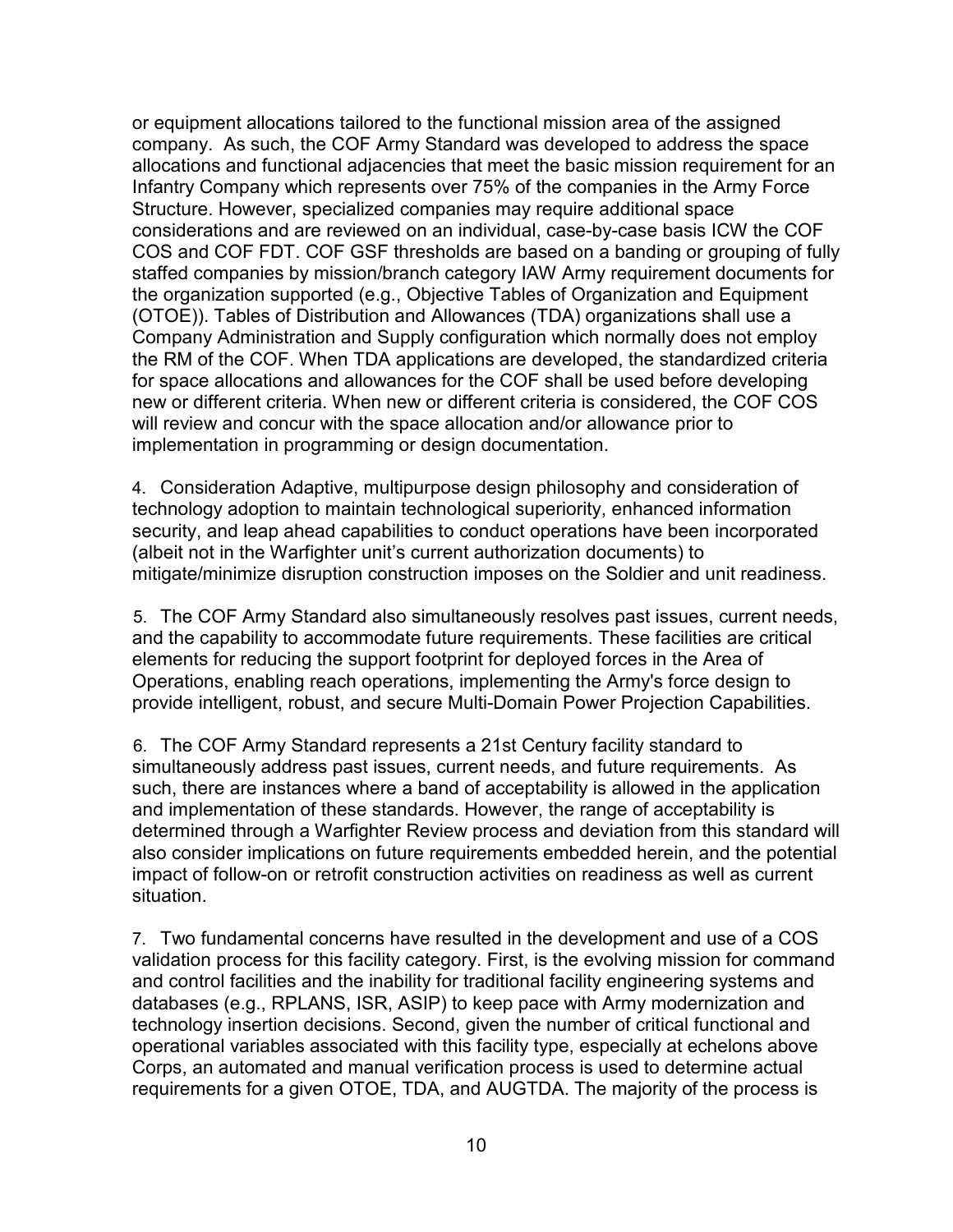or equipment allocations tailored to the functional mission area of the assigned company. As such, the COF Army Standard was developed to address the space allocations and functional adjacencies that meet the basic mission requirement for an Infantry Company which represents over 75% of the companies in the Army Force Structure. However, specialized companies may require additional space considerations and are reviewed on an individual, case-by-case basis ICW the COF COS and COF FDT. COF GSF thresholds are based on a banding or grouping of fully staffed companies by mission/branch category IAW Army requirement documents for the organization supported (e.g., Objective Tables of Organization and Equipment (OTOE)). Tables of Distribution and Allowances (TDA) organizations shall use a Company Administration and Supply configuration which normally does not employ the RM of the COF. When TDA applications are developed, the standardized criteria for space allocations and allowances for the COF shall be used before developing new or different criteria. When new or different criteria is considered, the COF COS will review and concur with the space allocation and/or allowance prior to implementation in programming or design documentation.

4. Consideration Adaptive, multipurpose design philosophy and consideration of technology adoption to maintain technological superiority, enhanced information security, and leap ahead capabilities to conduct operations have been incorporated (albeit not in the Warfighter unit's current authorization documents) to mitigate/minimize disruption construction imposes on the Soldier and unit readiness.

5. The COF Army Standard also simultaneously resolves past issues, current needs, and the capability to accommodate future requirements. These facilities are critical elements for reducing the support footprint for deployed forces in the Area of Operations, enabling reach operations, implementing the Army's force design to provide intelligent, robust, and secure Multi-Domain Power Projection Capabilities.

6. The COF Army Standard represents a 21st Century facility standard to simultaneously address past issues, current needs, and future requirements. As such, there are instances where a band of acceptability is allowed in the application and implementation of these standards. However, the range of acceptability is determined through a Warfighter Review process and deviation from this standard will also consider implications on future requirements embedded herein, and the potential impact of follow-on or retrofit construction activities on readiness as well as current situation.

7. Two fundamental concerns have resulted in the development and use of a COS validation process for this facility category. First, is the evolving mission for command and control facilities and the inability for traditional facility engineering systems and databases (e.g., RPLANS, ISR, ASIP) to keep pace with Army modernization and technology insertion decisions. Second, given the number of critical functional and operational variables associated with this facility type, especially at echelons above Corps, an automated and manual verification process is used to determine actual requirements for a given OTOE, TDA, and AUGTDA. The majority of the process is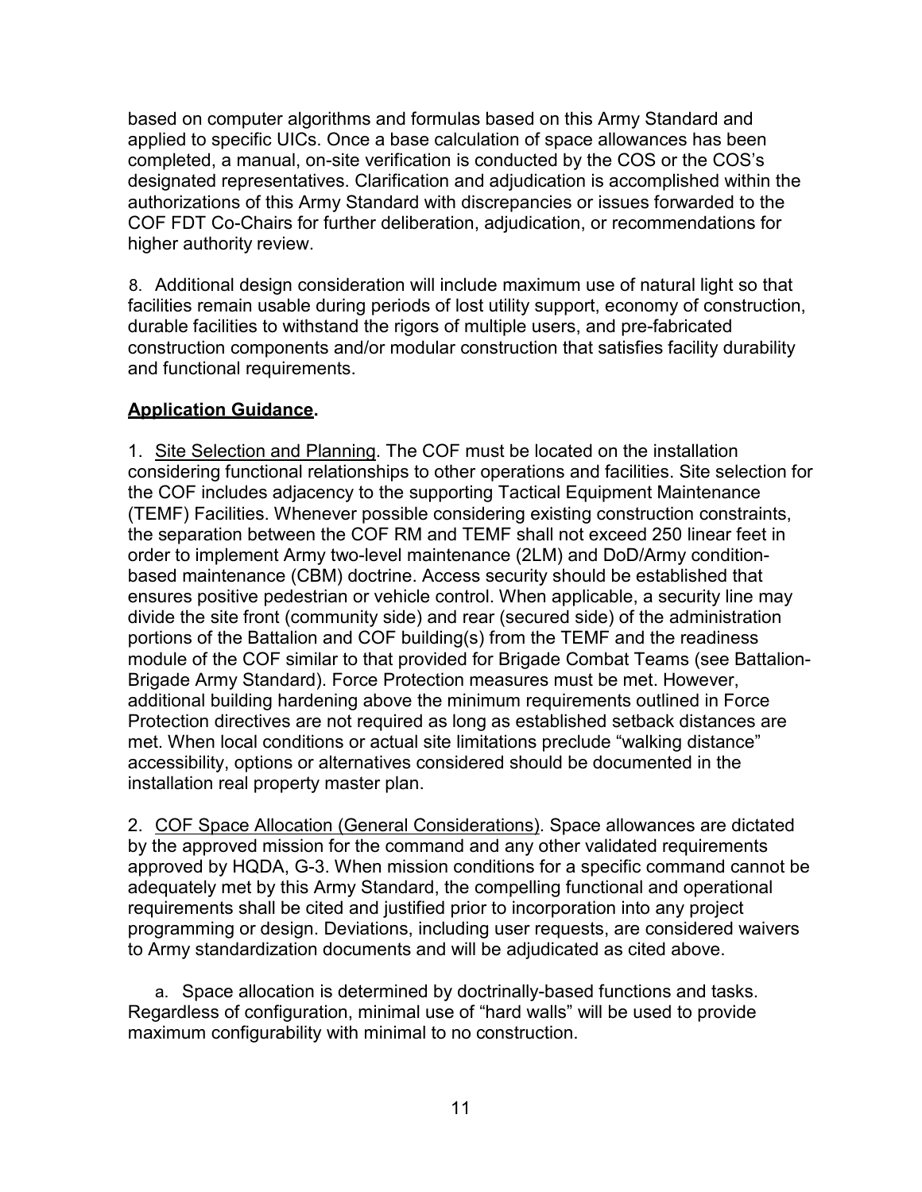based on computer algorithms and formulas based on this Army Standard and applied to specific UICs. Once a base calculation of space allowances has been completed, a manual, on-site verification is conducted by the COS or the COS's designated representatives. Clarification and adjudication is accomplished within the authorizations of this Army Standard with discrepancies or issues forwarded to the COF FDT Co-Chairs for further deliberation, adjudication, or recommendations for higher authority review.

8. Additional design consideration will include maximum use of natural light so that facilities remain usable during periods of lost utility support, economy of construction, durable facilities to withstand the rigors of multiple users, and pre-fabricated construction components and/or modular construction that satisfies facility durability and functional requirements.

## **Application Guidance.**

1. Site Selection and Planning. The COF must be located on the installation considering functional relationships to other operations and facilities. Site selection for the COF includes adjacency to the supporting Tactical Equipment Maintenance (TEMF) Facilities. Whenever possible considering existing construction constraints, the separation between the COF RM and TEMF shall not exceed 250 linear feet in order to implement Army two-level maintenance (2LM) and DoD/Army condition-based maintenance (CBM) doctrine. Access security should be established that ensures positive pedestrian or vehicle control. When applicable, a security line may divide the site front (community side) and rear (secured side) of the administration portions of the Battalion and COF building(s) from the TEMF and the readiness module of the COF similar to that provided for Brigade Combat Teams (see Battalion-Brigade Army Standard). Force Protection measures must be met. However, additional building hardening above the minimum requirements outlined in Force Protection directives are not required as long as established setback distances are met. When local conditions or actual site limitations preclude "walking distance" accessibility, options or alternatives considered should be documented in the installation real property master plan.

2. COF Space Allocation (General Considerations). Space allowances are dictated by the approved mission for the command and any other validated requirements approved by HQDA, G-3. When mission conditions for a specific command cannot be adequately met by this Army Standard, the compelling functional and operational requirements shall be cited and justified prior to incorporation into any project programming or design. Deviations, including user requests, are considered waivers to Army standardization documents and will be adjudicated as cited above.

a. Space allocation is determined by doctrinally-based functions and tasks. Regardless of configuration, minimal use of "hard walls" will be used to provide maximum configurability with minimal to no construction.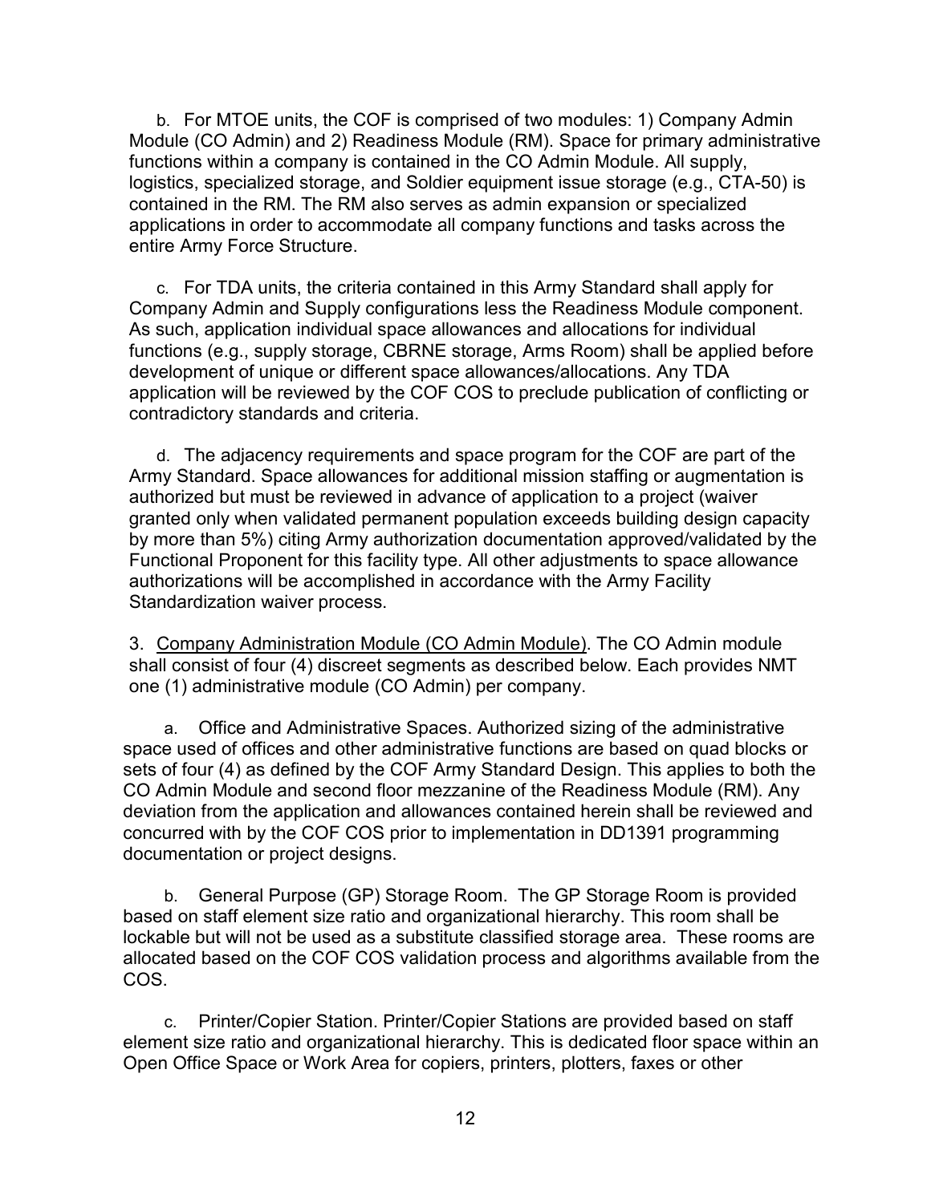b. For MTOE units, the COF is comprised of two modules: 1) Company Admin Module (CO Admin) and 2) Readiness Module (RM). Space for primary administrative functions within a company is contained in the CO Admin Module. All supply, logistics, specialized storage, and Soldier equipment issue storage (e.g., CTA-50) is contained in the RM. The RM also serves as admin expansion or specialized applications in order to accommodate all company functions and tasks across the entire Army Force Structure.

c. For TDA units, the criteria contained in this Army Standard shall apply for Company Admin and Supply configurations less the Readiness Module component. As such, application individual space allowances and allocations for individual functions (e.g., supply storage, CBRNE storage, Arms Room) shall be applied before development of unique or different space allowances/allocations. Any TDA application will be reviewed by the COF COS to preclude publication of conflicting or contradictory standards and criteria.

d. The adjacency requirements and space program for the COF are part of the Army Standard. Space allowances for additional mission staffing or augmentation is authorized but must be reviewed in advance of application to a project (waiver granted only when validated permanent population exceeds building design capacity by more than 5%) citing Army authorization documentation approved/validated by the Functional Proponent for this facility type. All other adjustments to space allowance authorizations will be accomplished in accordance with the Army Facility Standardization waiver process.

3. <u>Company Administration Module (CO Admin Module)</u>. The CO Admin module shall consist of four (4) discreet segments as described below. Each provides NMT one (1) administrative module (CO Admin) per company.

a. Office and Administrative Spaces. Authorized sizing of the administrative space used of offices and other administrative functions are based on quad blocks or sets of four (4) as defined by the COF Army Standard Design. This applies to both the CO Admin Module and second floor mezzanine of the Readiness Module (RM). Any deviation from the application and allowances contained herein shall be reviewed and concurred with by the COF COS prior to implementation in DD1391 programming documentation or project designs.

b. General Purpose (GP) Storage Room. The GP Storage Room is provided based on staff element size ratio and organizational hierarchy. This room shall be lockable but will not be used as a substitute classified storage area. These rooms are allocated based on the COF COS validation process and algorithms available from the COS.

c. Printer/Copier Station. Printer/Copier Stations are provided based on staff element size ratio and organizational hierarchy. This is dedicated floor space within an Open Office Space or Work Area for copiers, printers, plotters, faxes or other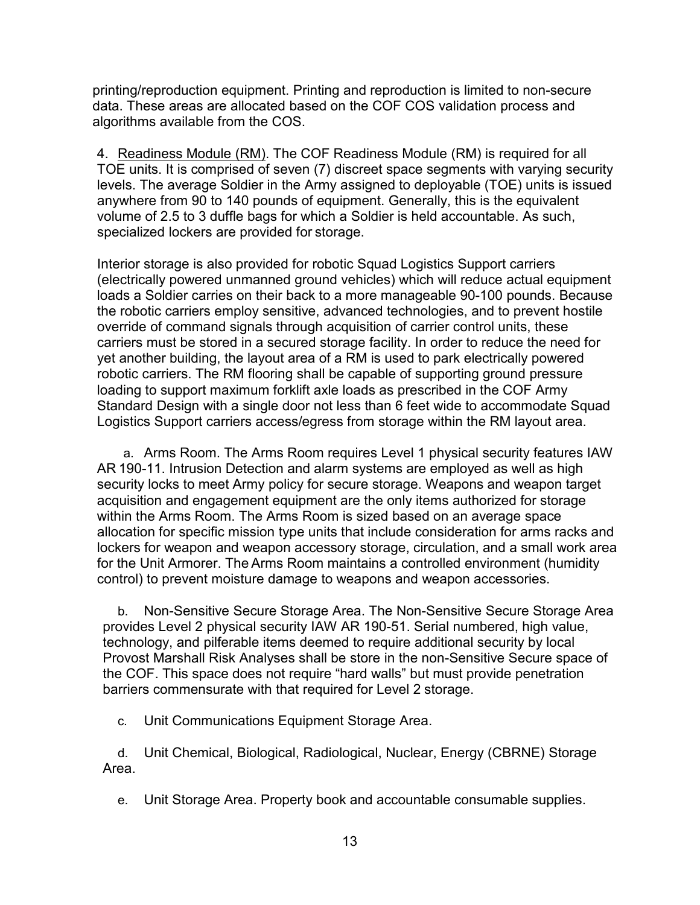printing/reproduction equipment. Printing and reproduction is limited to non-secure data. These areas are allocated based on the COF COS validation process and algorithms available from the COS.

4. Readiness Module (RM). The COF Readiness Module (RM) is required for all TOE units. It is comprised of seven (7) discreet space segments with varying security levels. The average Soldier in the Army assigned to deployable (TOE) units is issued anywhere from 90 to 140 pounds of equipment. Generally, this is the equivalent volume of 2.5 to 3 duffle bags for which a Soldier is held accountable. As such, specialized lockers are provided for storage.

Interior storage is also provided for robotic Squad Logistics Support carriers (electrically powered unmanned ground vehicles) which will reduce actual equipment loads a Soldier carries on their back to a more manageable 90-100 pounds. Because the robotic carriers employ sensitive, advanced technologies, and to prevent hostile override of command signals through acquisition of carrier control units, these carriers must be stored in a secured storage facility. In order to reduce the need for yet another building, the layout area of a RM is used to park electrically powered robotic carriers. The RM flooring shall be capable of supporting ground pressure loading to support maximum forklift axle loads as prescribed in the COF Army Standard Design with a single door not less than 6 feet wide to accommodate Squad Logistics Support carriers access/egress from storage within the RM layout area.

a. Arms Room. The Arms Room requires Level 1 physical security features IAW AR 190-11. Intrusion Detection and alarm systems are employed as well as high security locks to meet Army policy for secure storage. Weapons and weapon target acquisition and engagement equipment are the only items authorized for storage within the Arms Room. The Arms Room is sized based on an average space allocation for specific mission type units that include consideration for arms racks and lockers for weapon and weapon accessory storage, circulation, and a small work area for the Unit Armorer. The Arms Room maintains a controlled environment (humidity control) to prevent moisture damage to weapons and weapon accessories.

b. Non-Sensitive Secure Storage Area. The Non-Sensitive Secure Storage Area provides Level 2 physical security IAW AR 190-51. Serial numbered, high value, technology, and pilferable items deemed to require additional security by local Provost Marshall Risk Analyses shall be store in the non-Sensitive Secure space of the COF. This space does not require "hard walls" but must provide penetration barriers commensurate with that required for Level 2 storage.

c. Unit Communications Equipment Storage Area.

d. Unit Chemical, Biological, Radiological, Nuclear, Energy (CBRNE) Storage Area.

e. Unit Storage Area. Property book and accountable consumable supplies.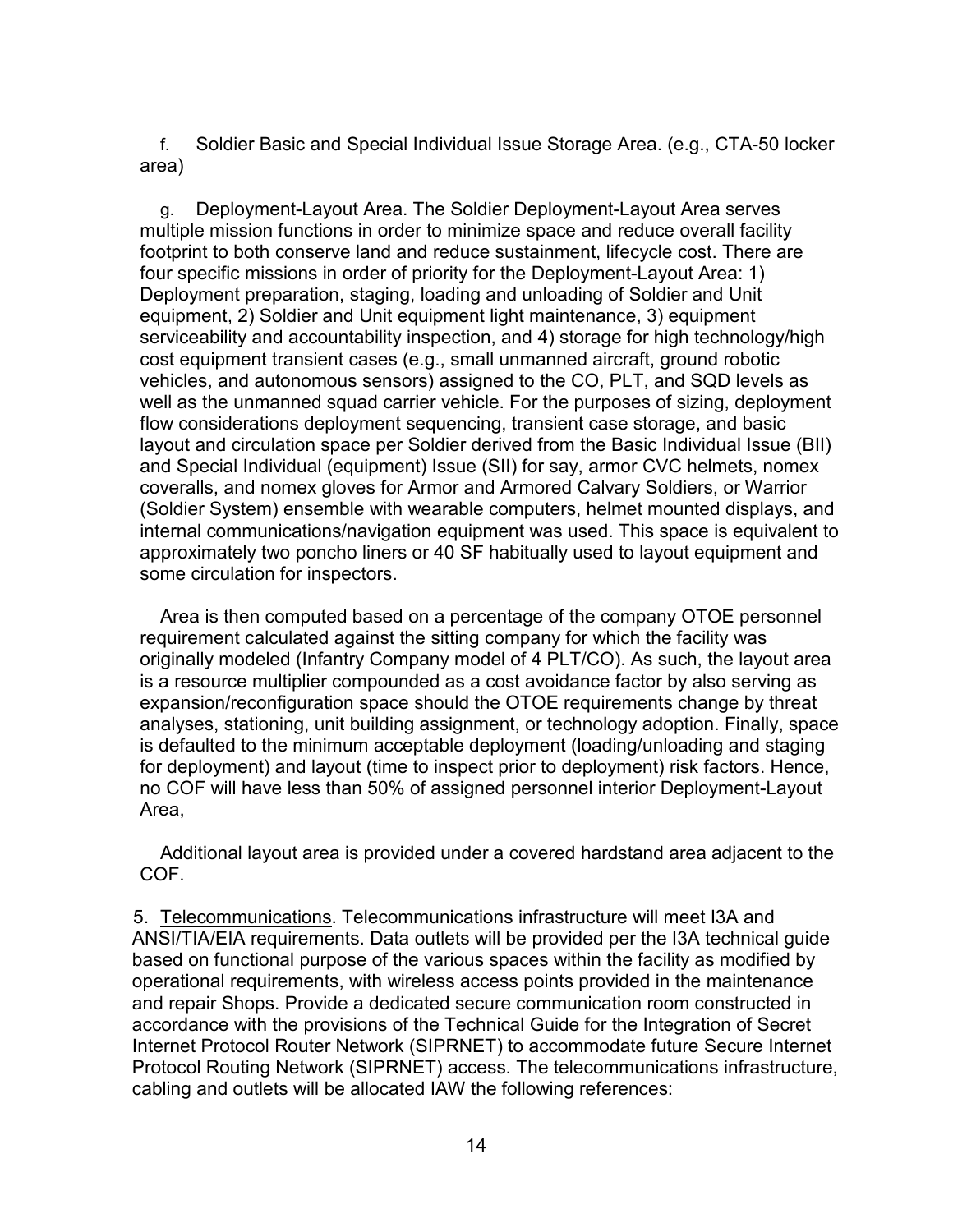f. Soldier Basic and Special Individual Issue Storage Area. (e.g., CTA-50 locker area)

g. Deployment-Layout Area. The Soldier Deployment-Layout Area serves multiple mission functions in order to minimize space and reduce overall facility footprint to both conserve land and reduce sustainment, lifecycle cost. There are four specific missions in order of priority for the Deployment-Layout Area: 1) Deployment preparation, staging, loading and unloading of Soldier and Unit equipment, 2) Soldier and Unit equipment light maintenance, 3) equipment serviceability and accountability inspection, and 4) storage for high technology/high cost equipment transient cases (e.g., small unmanned aircraft, ground robotic vehicles, and autonomous sensors) assigned to the CO, PLT, and SQD levels as well as the unmanned squad carrier vehicle. For the purposes of sizing, deployment flow considerations deployment sequencing, transient case storage, and basic layout and circulation space per Soldier derived from the Basic Individual Issue (BII) and Special Individual (equipment) Issue (SII) for say, armor CVC helmets, nomex coveralls, and nomex gloves for Armor and Armored Calvary Soldiers, or Warrior (Soldier System) ensemble with wearable computers, helmet mounted displays, and internal communications/navigation equipment was used. This space is equivalent to approximately two poncho liners or 40 SF habitually used to layout equipment and some circulation for inspectors.

Area is then computed based on a percentage of the company OTOE personnel requirement calculated against the sitting company for which the facility was originally modeled (Infantry Company model of 4 PLT/CO). As such, the layout area is a resource multiplier compounded as a cost avoidance factor by also serving as expansion/reconfiguration space should the OTOE requirements change by threat analyses, stationing, unit building assignment, or technology adoption. Finally, space is defaulted to the minimum acceptable deployment (loading/unloading and staging for deployment) and layout (time to inspect prior to deployment) risk factors. Hence, no COF will have less than 50% of assigned personnel interior Deployment-Layout Area,

Additional layout area is provided under a covered hardstand area adjacent to the COF.

5. Telecommunications. Telecommunications infrastructure will meet I3A and ANSI/TIA/EIA requirements. Data outlets will be provided per the I3A technical guide based on functional purpose of the various spaces within the facility as modified by operational requirements, with wireless access points provided in the maintenance and repair Shops. Provide a dedicated secure communication room constructed in accordance with the provisions of the Technical Guide for the Integration of Secret Internet Protocol Router Network (SIPRNET) to accommodate future Secure Internet Protocol Routing Network (SIPRNET) access. The telecommunications infrastructure, cabling and outlets will be allocated IAW the following references: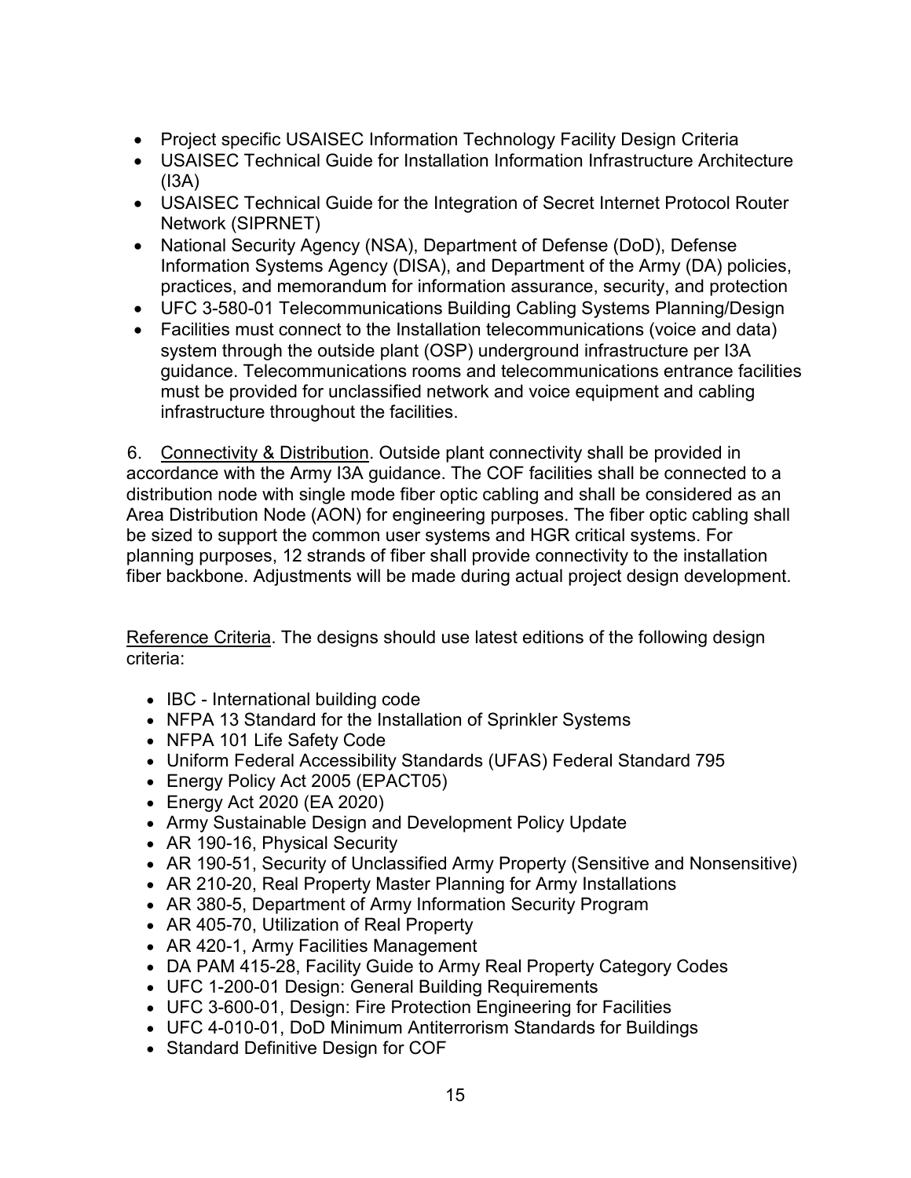- Project specific USAISEC Information Technology Facility Design Criteria
- USAISEC Technical Guide for Installation Information Infrastructure Architecture (I3A)
- USAISEC Technical Guide for the Integration of Secret Internet Protocol Router Network (SIPRNET)
- National Security Agency (NSA), Department of Defense (DoD), Defense Information Systems Agency (DISA), and Department of the Army (DA) policies, practices, and memorandum for information assurance, security, and protection
- UFC 3-580-01 Telecommunications Building Cabling Systems Planning/Design
- Facilities must connect to the Installation telecommunications (voice and data) system through the outside plant (OSP) underground infrastructure per I3A guidance. Telecommunications rooms and telecommunications entrance facilities must be provided for unclassified network and voice equipment and cabling infrastructure throughout the facilities.

6. Connectivity & Distribution. Outside plant connectivity shall be provided in accordance with the Army I3A guidance. The COF facilities shall be connected to a distribution node with single mode fiber optic cabling and shall be considered as an Area Distribution Node (AON) for engineering purposes. The fiber optic cabling shall be sized to support the common user systems and HGR critical systems. For planning purposes, 12 strands of fiber shall provide connectivity to the installation fiber backbone. Adjustments will be made during actual project design development.

Reference Criteria. The designs should use latest editions of the following design criteria:

- IBC - International building code
- NFPA 13 Standard for the Installation of Sprinkler Systems
- NFPA 101 Life Safety Code
- Uniform Federal Accessibility Standards (UFAS) Federal Standard 795
- Energy Policy Act 2005 (EPACT05)
- Energy Act 2020 (EA 2020)
- Army Sustainable Design and Development Policy Update
- AR 190-16, Physical Security
- AR 190-51, Security of Unclassified Army Property (Sensitive and Nonsensitive)
- AR 210-20, Real Property Master Planning for Army Installations
- AR 380-5, Department of Army Information Security Program
- AR 405-70, Utilization of Real Property
- AR 420-1, Army Facilities Management
- DA PAM 415-28, Facility Guide to Army Real Property Category Codes
- UFC 1-200-01 Design: General Building Requirements
- UFC 3-600-01, Design: Fire Protection Engineering for Facilities
- UFC 4-010-01, DoD Minimum Antiterrorism Standards for Buildings
- Standard Definitive Design for COF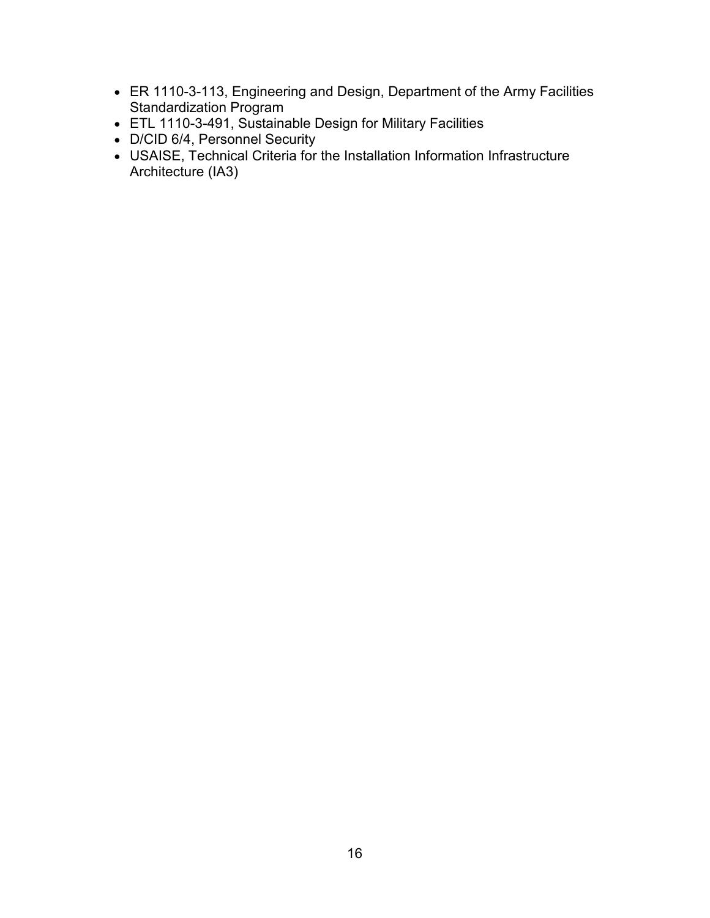- ER 1110-3-113, Engineering and Design, Department of the Army Facilities Standardization Program
- ETL 1110-3-491, Sustainable Design for Military Facilities
- D/CID 6/4, Personnel Security
- USAISE, Technical Criteria for the Installation Information Infrastructure Architecture (IA3)